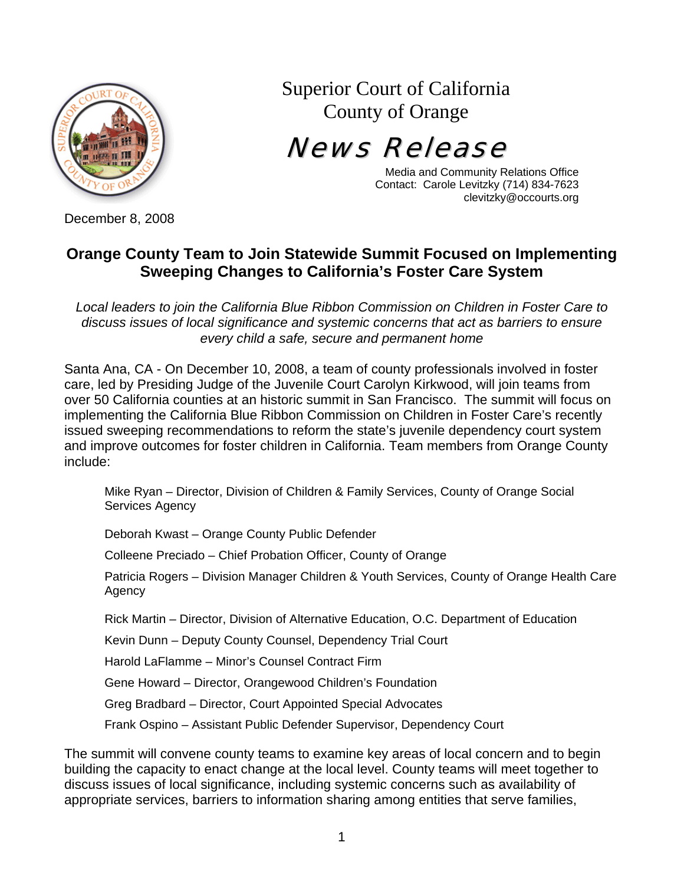Superior Court of California
County of Orange

# News Release

Media and Community Relations Office
Contact: Carole Levitzky (714) 834-7623
clevitzky@occourts.org

December 8, 2008

## Orange County Team to Join Statewide Summit Focused on Implementing Sweeping Changes to California's Foster Care System

*Local leaders to join the California Blue Ribbon Commission on Children in Foster Care to discuss issues of local significance and systemic concerns that act as barriers to ensure every child a safe, secure and permanent home*

Santa Ana, CA - On December 10, 2008, a team of county professionals involved in foster care, led by Presiding Judge of the Juvenile Court Carolyn Kirkwood, will join teams from over 50 California counties at an historic summit in San Francisco. The summit will focus on implementing the California Blue Ribbon Commission on Children in Foster Care's recently issued sweeping recommendations to reform the state's juvenile dependency court system and improve outcomes for foster children in California. Team members from Orange County include:

Mike Ryan – Director, Division of Children & Family Services, County of Orange Social Services Agency

Deborah Kwast – Orange County Public Defender

Colleene Preciado – Chief Probation Officer, County of Orange

Patricia Rogers – Division Manager Children & Youth Services, County of Orange Health Care Agency

Rick Martin – Director, Division of Alternative Education, O.C. Department of Education

Kevin Dunn – Deputy County Counsel, Dependency Trial Court

Harold LaFlamme – Minor's Counsel Contract Firm

Gene Howard – Director, Orangewood Children's Foundation

Greg Bradbard – Director, Court Appointed Special Advocates

Frank Ospino – Assistant Public Defender Supervisor, Dependency Court

The summit will convene county teams to examine key areas of local concern and to begin building the capacity to enact change at the local level. County teams will meet together to discuss issues of local significance, including systemic concerns such as availability of appropriate services, barriers to information sharing among entities that serve families,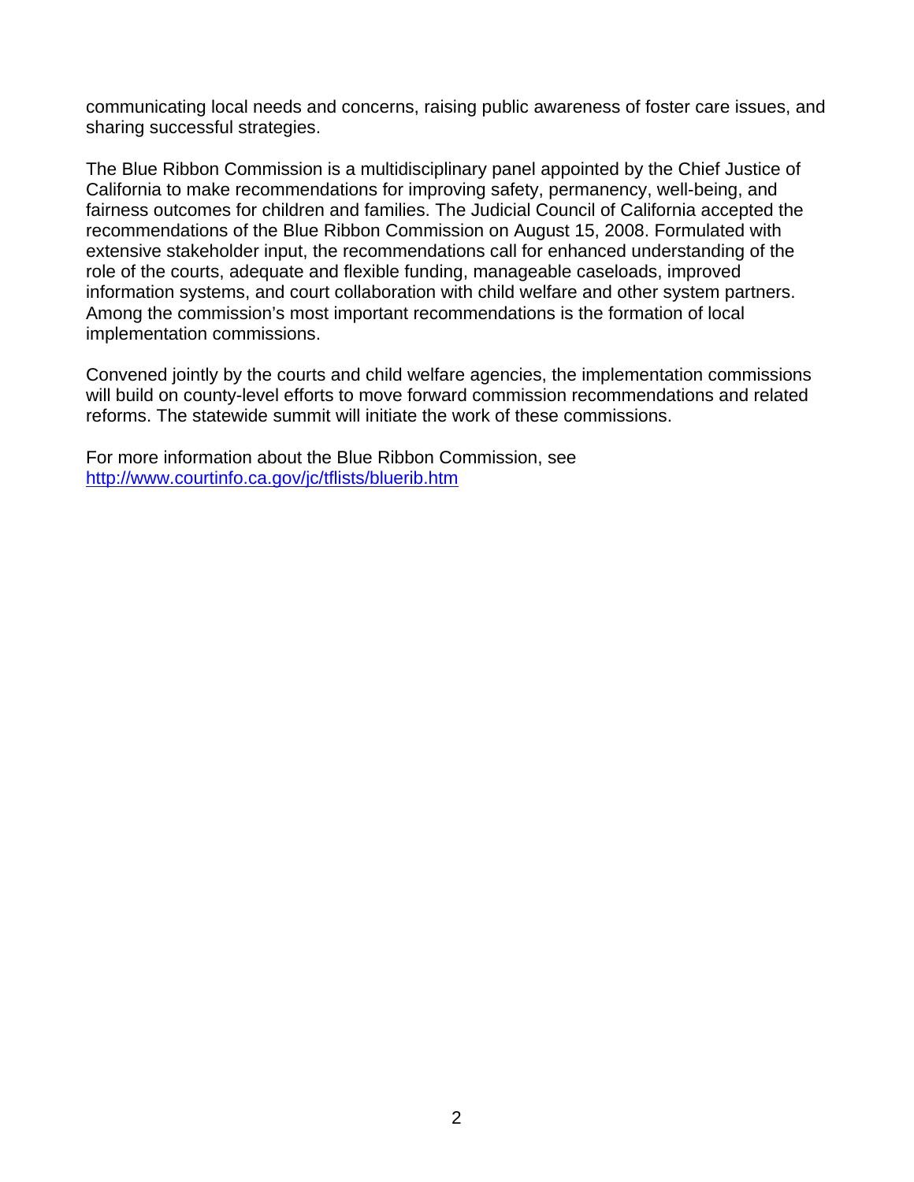communicating local needs and concerns, raising public awareness of foster care issues, and sharing successful strategies.

The Blue Ribbon Commission is a multidisciplinary panel appointed by the Chief Justice of California to make recommendations for improving safety, permanency, well-being, and fairness outcomes for children and families. The Judicial Council of California accepted the recommendations of the Blue Ribbon Commission on August 15, 2008. Formulated with extensive stakeholder input, the recommendations call for enhanced understanding of the role of the courts, adequate and flexible funding, manageable caseloads, improved information systems, and court collaboration with child welfare and other system partners. Among the commission's most important recommendations is the formation of local implementation commissions.

Convened jointly by the courts and child welfare agencies, the implementation commissions will build on county-level efforts to move forward commission recommendations and related reforms. The statewide summit will initiate the work of these commissions.

For more information about the Blue Ribbon Commission, see [http://www.courtinfo.ca.gov/jc/tflists/bluerib.htm](http://www.courtinfo.ca.gov/jc/tflists/bluerib.htm)